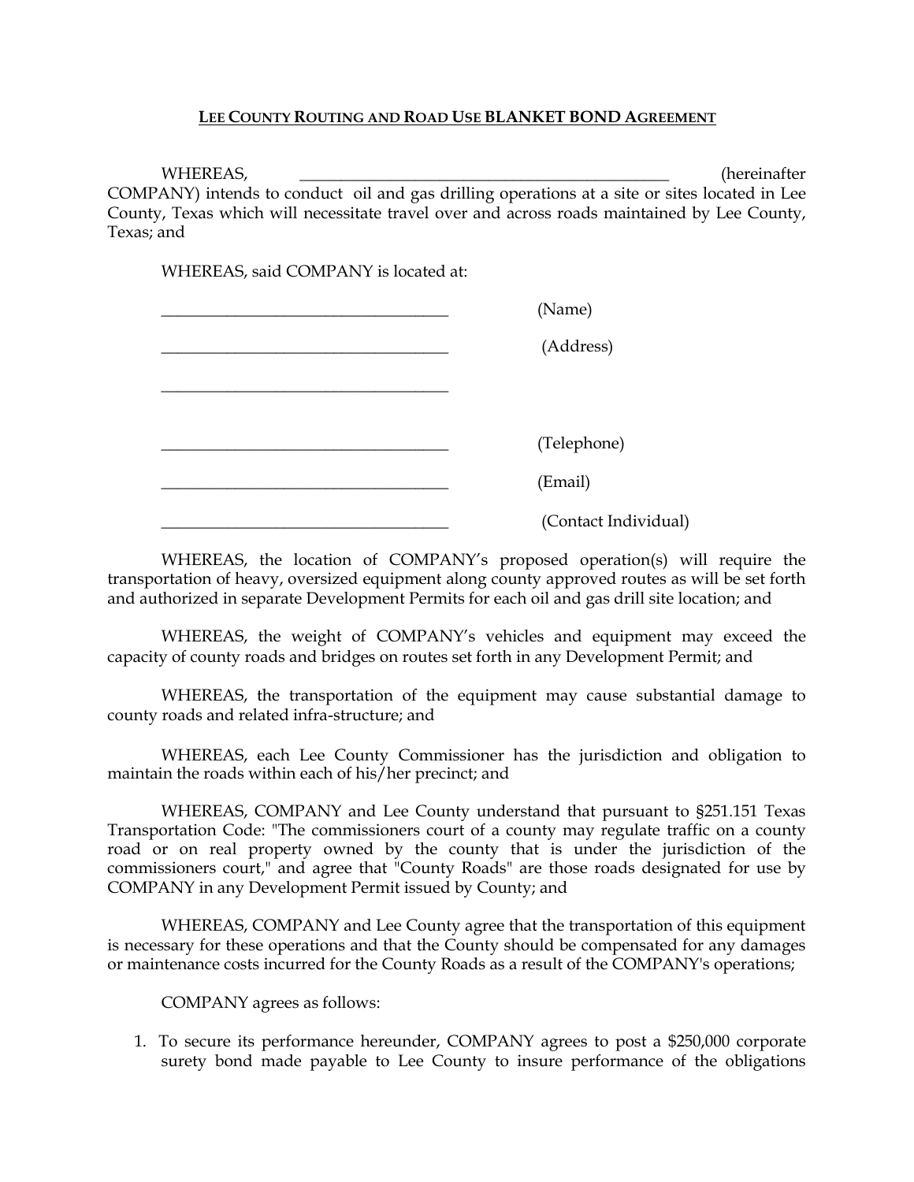## LEE COUNTY ROUTING AND ROAD USE BLANKET BOND AGREEMENT

WHEREAS, _______________________________________________ (hereinafter COMPANY) intends to conduct oil and gas drilling operations at a site or sites located in Lee County, Texas which will necessitate travel over and across roads maintained by Lee County, Texas; and

WHEREAS, said COMPANY is located at:

____________________________________ (Name)

____________________________________ (Address)

____________________________________

____________________________________ (Telephone)

____________________________________ (Email)

____________________________________ (Contact Individual)

WHEREAS, the location of COMPANY's proposed operation(s) will require the transportation of heavy, oversized equipment along county approved routes as will be set forth and authorized in separate Development Permits for each oil and gas drill site location; and

WHEREAS, the weight of COMPANY's vehicles and equipment may exceed the capacity of county roads and bridges on routes set forth in any Development Permit; and

WHEREAS, the transportation of the equipment may cause substantial damage to county roads and related infra-structure; and

WHEREAS, each Lee County Commissioner has the jurisdiction and obligation to maintain the roads within each of his/her precinct; and

WHEREAS, COMPANY and Lee County understand that pursuant to §251.151 Texas Transportation Code: "The commissioners court of a county may regulate traffic on a county road or on real property owned by the county that is under the jurisdiction of the commissioners court," and agree that "County Roads" are those roads designated for use by COMPANY in any Development Permit issued by County; and

WHEREAS, COMPANY and Lee County agree that the transportation of this equipment is necessary for these operations and that the County should be compensated for any damages or maintenance costs incurred for the County Roads as a result of the COMPANY's operations;

COMPANY agrees as follows:

1. To secure its performance hereunder, COMPANY agrees to post a $250,000 corporate surety bond made payable to Lee County to insure performance of the obligations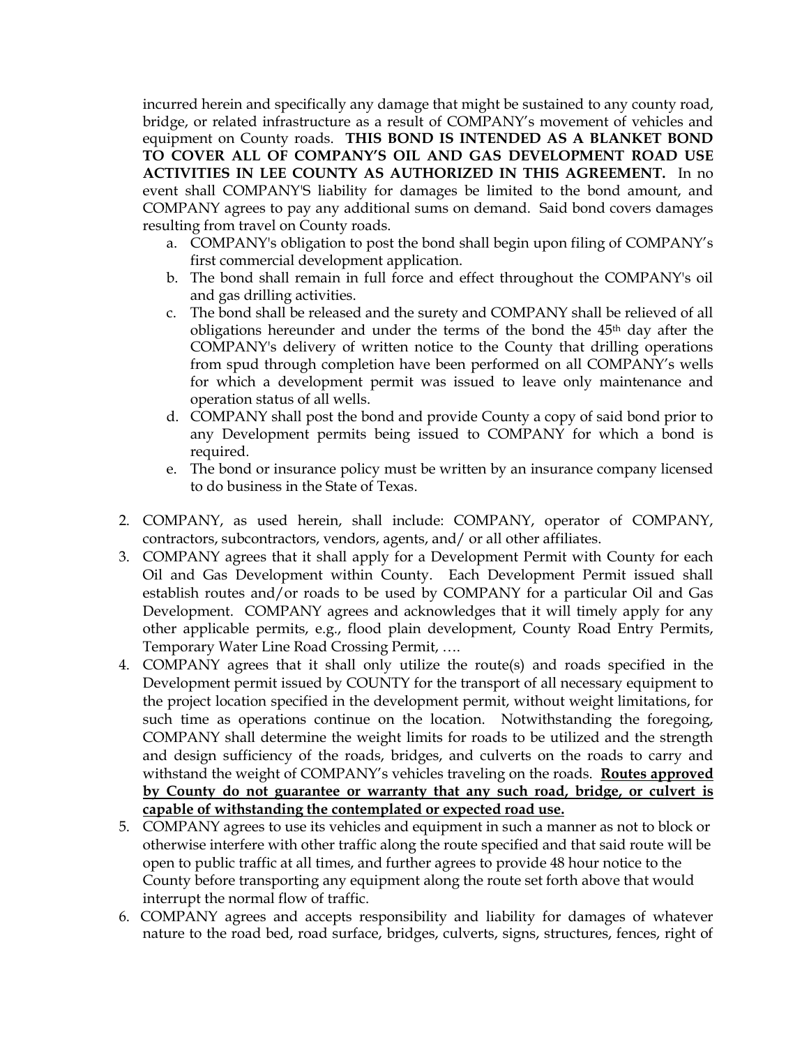incurred herein and specifically any damage that might be sustained to any county road, bridge, or related infrastructure as a result of COMPANY's movement of vehicles and equipment on County roads. **THIS BOND IS INTENDED AS A BLANKET BOND TO COVER ALL OF COMPANY'S OIL AND GAS DEVELOPMENT ROAD USE ACTIVITIES IN LEE COUNTY AS AUTHORIZED IN THIS AGREEMENT.** In no event shall COMPANY'S liability for damages be limited to the bond amount, and COMPANY agrees to pay any additional sums on demand. Said bond covers damages resulting from travel on County roads.

   a. COMPANY's obligation to post the bond shall begin upon filing of COMPANY's first commercial development application.
   b. The bond shall remain in full force and effect throughout the COMPANY's oil and gas drilling activities.
   c. The bond shall be released and the surety and COMPANY shall be relieved of all obligations hereunder and under the terms of the bond the 45th day after the COMPANY's delivery of written notice to the County that drilling operations from spud through completion have been performed on all COMPANY's wells for which a development permit was issued to leave only maintenance and operation status of all wells.
   d. COMPANY shall post the bond and provide County a copy of said bond prior to any Development permits being issued to COMPANY for which a bond is required.
   e. The bond or insurance policy must be written by an insurance company licensed to do business in the State of Texas.

2. COMPANY, as used herein, shall include: COMPANY, operator of COMPANY, contractors, subcontractors, vendors, agents, and/ or all other affiliates.
3. COMPANY agrees that it shall apply for a Development Permit with County for each Oil and Gas Development within County. Each Development Permit issued shall establish routes and/or roads to be used by COMPANY for a particular Oil and Gas Development. COMPANY agrees and acknowledges that it will timely apply for any other applicable permits, e.g., flood plain development, County Road Entry Permits, Temporary Water Line Road Crossing Permit, ….
4. COMPANY agrees that it shall only utilize the route(s) and roads specified in the Development permit issued by COUNTY for the transport of all necessary equipment to the project location specified in the development permit, without weight limitations, for such time as operations continue on the location. Notwithstanding the foregoing, COMPANY shall determine the weight limits for roads to be utilized and the strength and design sufficiency of the roads, bridges, and culverts on the roads to carry and withstand the weight of COMPANY's vehicles traveling on the roads. **Routes approved by County do not guarantee or warranty that any such road, bridge, or culvert is capable of withstanding the contemplated or expected road use.**
5. COMPANY agrees to use its vehicles and equipment in such a manner as not to block or otherwise interfere with other traffic along the route specified and that said route will be open to public traffic at all times, and further agrees to provide 48 hour notice to the County before transporting any equipment along the route set forth above that would interrupt the normal flow of traffic.
6. COMPANY agrees and accepts responsibility and liability for damages of whatever nature to the road bed, road surface, bridges, culverts, signs, structures, fences, right of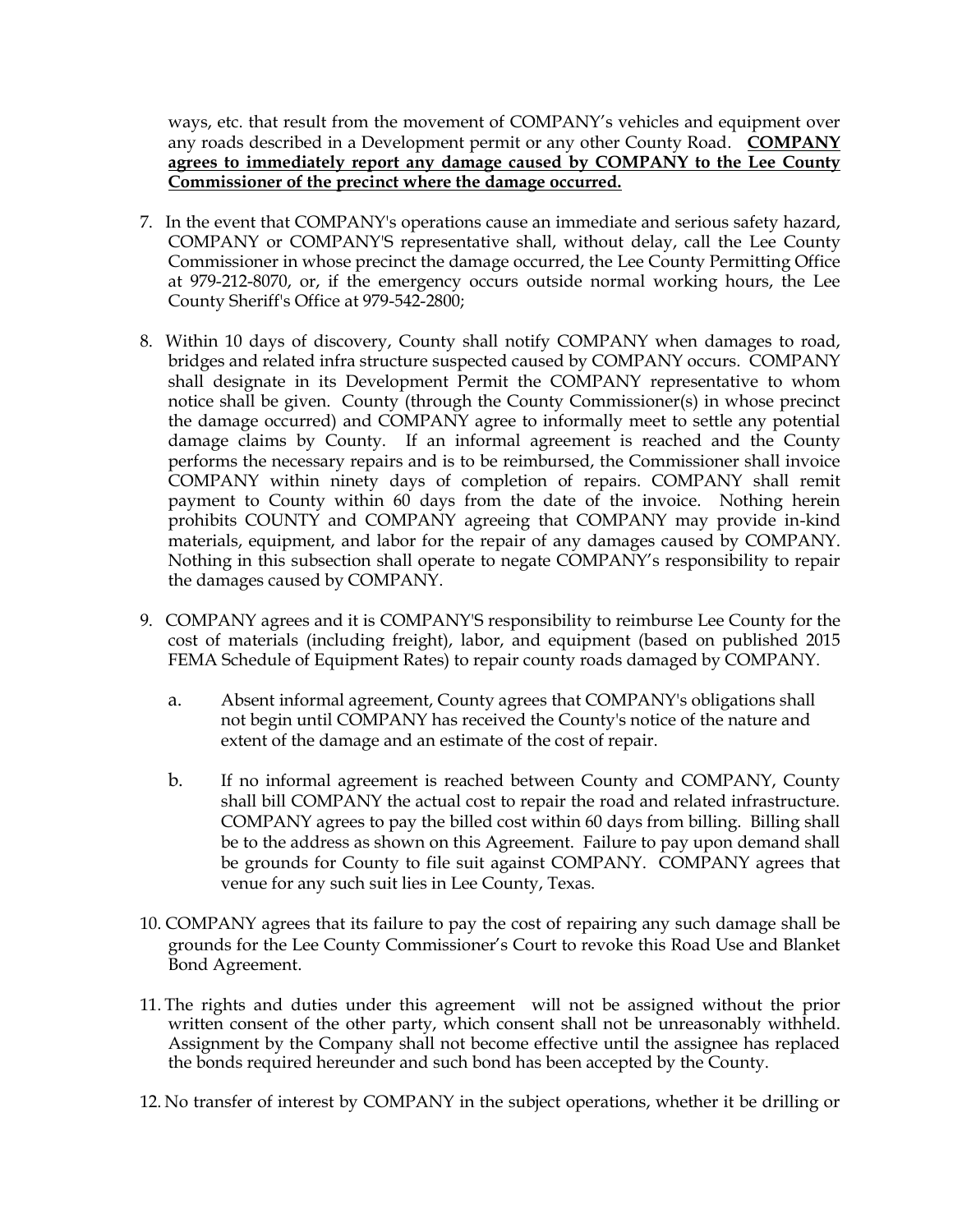ways, etc. that result from the movement of COMPANY's vehicles and equipment over any roads described in a Development permit or any other County Road. **COMPANY agrees to immediately report any damage caused by COMPANY to the Lee County Commissioner of the precinct where the damage occurred.**

7. In the event that COMPANY's operations cause an immediate and serious safety hazard, COMPANY or COMPANY'S representative shall, without delay, call the Lee County Commissioner in whose precinct the damage occurred, the Lee County Permitting Office at 979-212-8070, or, if the emergency occurs outside normal working hours, the Lee County Sheriff's Office at 979-542-2800;

8. Within 10 days of discovery, County shall notify COMPANY when damages to road, bridges and related infra structure suspected caused by COMPANY occurs. COMPANY shall designate in its Development Permit the COMPANY representative to whom notice shall be given. County (through the County Commissioner(s) in whose precinct the damage occurred) and COMPANY agree to informally meet to settle any potential damage claims by County. If an informal agreement is reached and the County performs the necessary repairs and is to be reimbursed, the Commissioner shall invoice COMPANY within ninety days of completion of repairs. COMPANY shall remit payment to County within 60 days from the date of the invoice. Nothing herein prohibits COUNTY and COMPANY agreeing that COMPANY may provide in-kind materials, equipment, and labor for the repair of any damages caused by COMPANY. Nothing in this subsection shall operate to negate COMPANY's responsibility to repair the damages caused by COMPANY.

9. COMPANY agrees and it is COMPANY'S responsibility to reimburse Lee County for the cost of materials (including freight), labor, and equipment (based on published 2015 FEMA Schedule of Equipment Rates) to repair county roads damaged by COMPANY.

   a. Absent informal agreement, County agrees that COMPANY's obligations shall not begin until COMPANY has received the County's notice of the nature and extent of the damage and an estimate of the cost of repair.

   b. If no informal agreement is reached between County and COMPANY, County shall bill COMPANY the actual cost to repair the road and related infrastructure. COMPANY agrees to pay the billed cost within 60 days from billing. Billing shall be to the address as shown on this Agreement. Failure to pay upon demand shall be grounds for County to file suit against COMPANY. COMPANY agrees that venue for any such suit lies in Lee County, Texas.

10. COMPANY agrees that its failure to pay the cost of repairing any such damage shall be grounds for the Lee County Commissioner's Court to revoke this Road Use and Blanket Bond Agreement.

11. The rights and duties under this agreement will not be assigned without the prior written consent of the other party, which consent shall not be unreasonably withheld. Assignment by the Company shall not become effective until the assignee has replaced the bonds required hereunder and such bond has been accepted by the County.

12. No transfer of interest by COMPANY in the subject operations, whether it be drilling or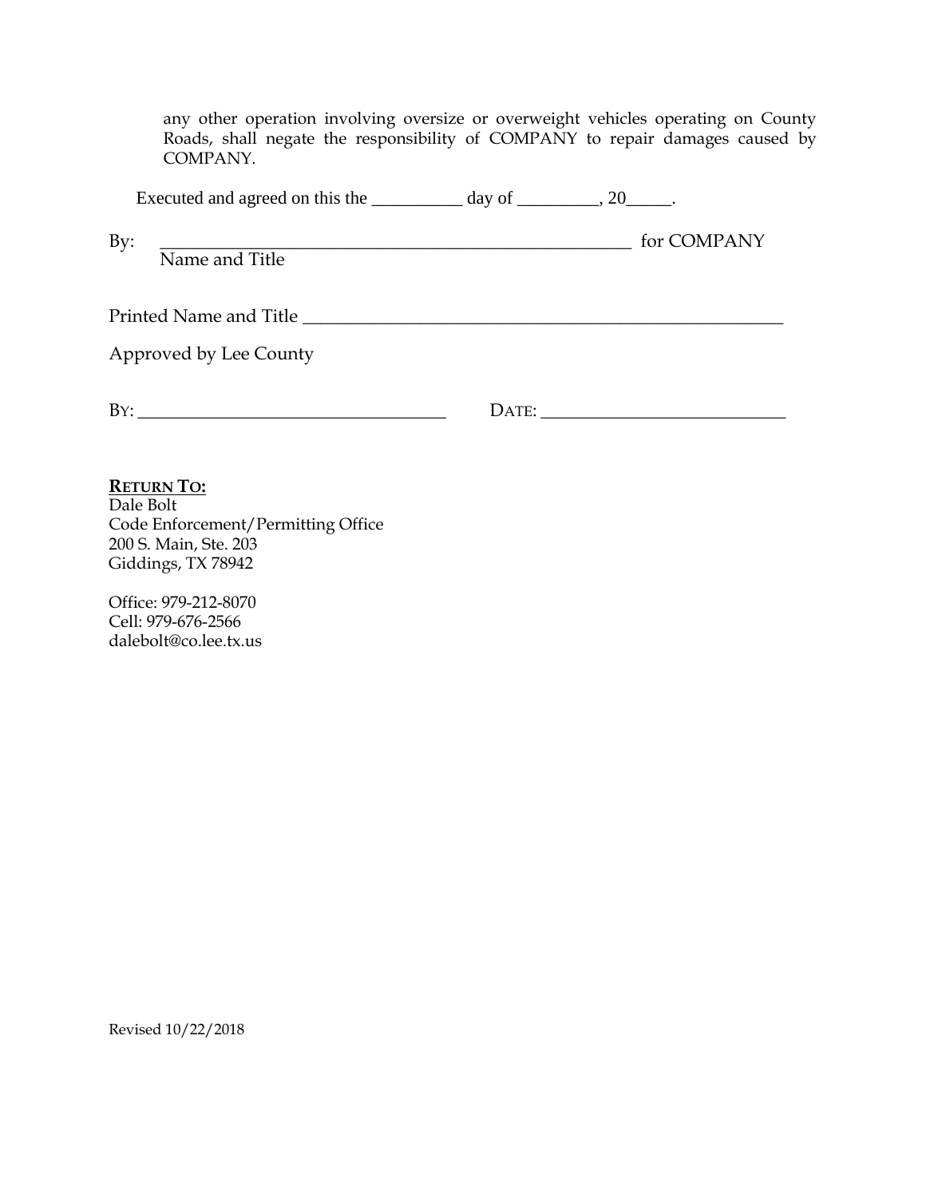any other operation involving oversize or overweight vehicles operating on County Roads, shall negate the responsibility of COMPANY to repair damages caused by COMPANY.

Executed and agreed on this the __________ day of _________, 20_____.

By: _______________________________________________________ for COMPANY
Name and Title

Printed Name and Title ________________________________________________________

Approved by Lee County

BY: __________________________________ DATE: ___________________________

**RETURN TO:**
Dale Bolt
Code Enforcement/Permitting Office
200 S. Main, Ste. 203
Giddings, TX 78942

Office: 979-212-8070
Cell: 979-676-2566
dalebolt@co.lee.tx.us

Revised 10/22/2018